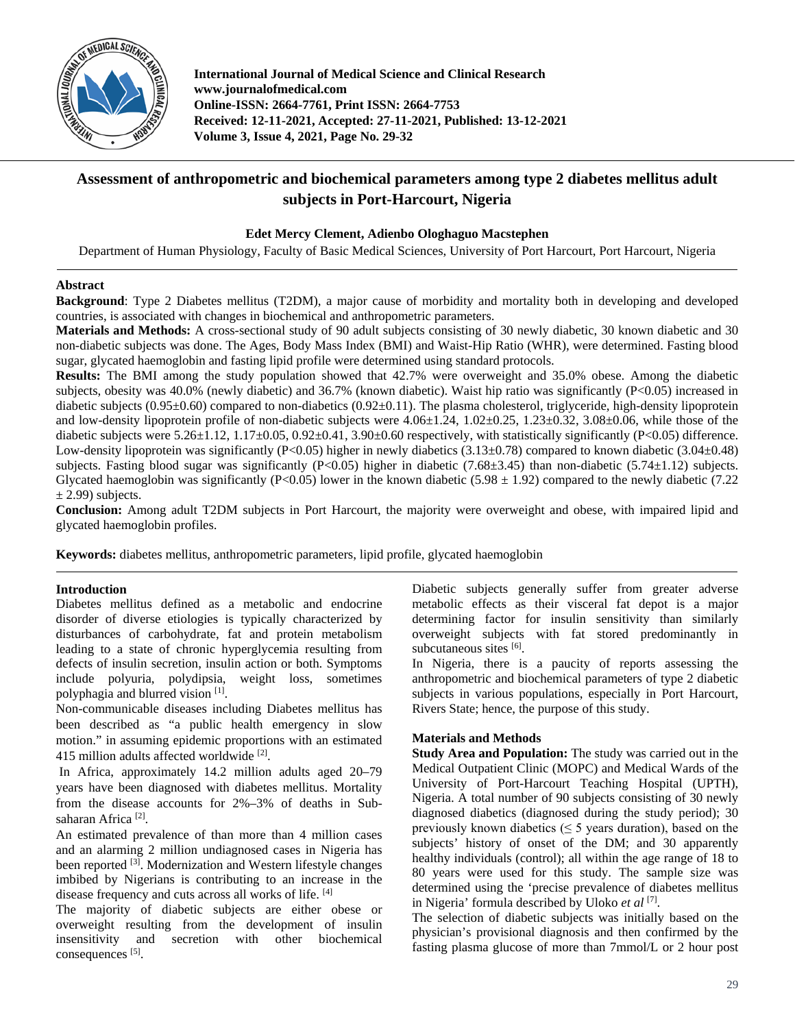# Assessment of anthropometric and biochemical parameters among type 2 diabetes mellitus adult subjects in Port-Harcourt, Nigeria

**Edet Mercy Clement, Adienbo Ologhaguo Macstephen**

Department of Human Physiology, Faculty of Basic Medical Sciences, University of Port Harcourt, Port Harcourt, Nigeria

## Abstract

**Background**: Type 2 Diabetes mellitus (T2DM), a major cause of morbidity and mortality both in developing and developed countries, is associated with changes in biochemical and anthropometric parameters.

**Materials and Methods:** A cross-sectional study of 90 adult subjects consisting of 30 newly diabetic, 30 known diabetic and 30 non-diabetic subjects was done. The Ages, Body Mass Index (BMI) and Waist-Hip Ratio (WHR), were determined. Fasting blood sugar, glycated haemoglobin and fasting lipid profile were determined using standard protocols.

**Results:** The BMI among the study population showed that 42.7% were overweight and 35.0% obese. Among the diabetic subjects, obesity was 40.0% (newly diabetic) and 36.7% (known diabetic). Waist hip ratio was significantly ($P<0.05$) increased in diabetic subjects (0.95±0.60) compared to non-diabetics (0.92±0.11). The plasma cholesterol, triglyceride, high-density lipoprotein and low-density lipoprotein profile of non-diabetic subjects were 4.06±1.24, 1.02±0.25, 1.23±0.32, 3.08±0.06, while those of the diabetic subjects were 5.26±1.12, 1.17±0.05, 0.92±0.41, 3.90±0.60 respectively, with statistically significant ($P<0.05$) difference. Low-density lipoprotein was significantly ($P<0.05$) higher in newly diabetics (3.13±0.78) compared to known diabetic (3.04±0.48) subjects. Fasting blood sugar was significantly ($P<0.05$) higher in diabetic (7.68±3.45) than non-diabetic (5.74±1.12) subjects. Glycated haemoglobin was significantly ($P<0.05$) lower in the known diabetic (5.98 ± 1.92) compared to the newly diabetic (7.22 ± 2.99) subjects.

**Conclusion:** Among adult T2DM subjects in Port Harcourt, the majority were overweight and obese, with impaired lipid and glycated haemoglobin profiles.

**Keywords:** diabetes mellitus, anthropometric parameters, lipid profile, glycated haemoglobin

## Introduction

Diabetes mellitus defined as a metabolic and endocrine disorder of diverse etiologies is typically characterized by disturbances of carbohydrate, fat and protein metabolism leading to a state of chronic hyperglycemia resulting from defects of insulin secretion, insulin action or both. Symptoms include polyuria, polydipsia, weight loss, sometimes polyphagia and blurred vision [1].

Non-communicable diseases including Diabetes mellitus has been described as "a public health emergency in slow motion." in assuming epidemic proportions with an estimated 415 million adults affected worldwide [2].

In Africa, approximately 14.2 million adults aged 20–79 years have been diagnosed with diabetes mellitus. Mortality from the disease accounts for 2%–3% of deaths in Sub-saharan Africa [2].

An estimated prevalence of than more than 4 million cases and an alarming 2 million undiagnosed cases in Nigeria has been reported [3]. Modernization and Western lifestyle changes imbibed by Nigerians is contributing to an increase in the disease frequency and cuts across all works of life. [4]

The majority of diabetic subjects are either obese or overweight resulting from the development of insulin insensitivity and secretion with other biochemical consequences [5].

Diabetic subjects generally suffer from greater adverse metabolic effects as their visceral fat depot is a major determining factor for insulin sensitivity than similarly overweight subjects with fat stored predominantly in subcutaneous sites [6].

In Nigeria, there is a paucity of reports assessing the anthropometric and biochemical parameters of type 2 diabetic subjects in various populations, especially in Port Harcourt, Rivers State; hence, the purpose of this study.

## Materials and Methods

**Study Area and Population:** The study was carried out in the Medical Outpatient Clinic (MOPC) and Medical Wards of the University of Port-Harcourt Teaching Hospital (UPTH), Nigeria. A total number of 90 subjects consisting of 30 newly diagnosed diabetics (diagnosed during the study period); 30 previously known diabetics (≤ 5 years duration), based on the subjects' history of onset of the DM; and 30 apparently healthy individuals (control); all within the age range of 18 to 80 years were used for this study. The sample size was determined using the 'precise prevalence of diabetes mellitus in Nigeria' formula described by Uloko *et al* [7].

The selection of diabetic subjects was initially based on the physician's provisional diagnosis and then confirmed by the fasting plasma glucose of more than 7mmol/L or 2 hour post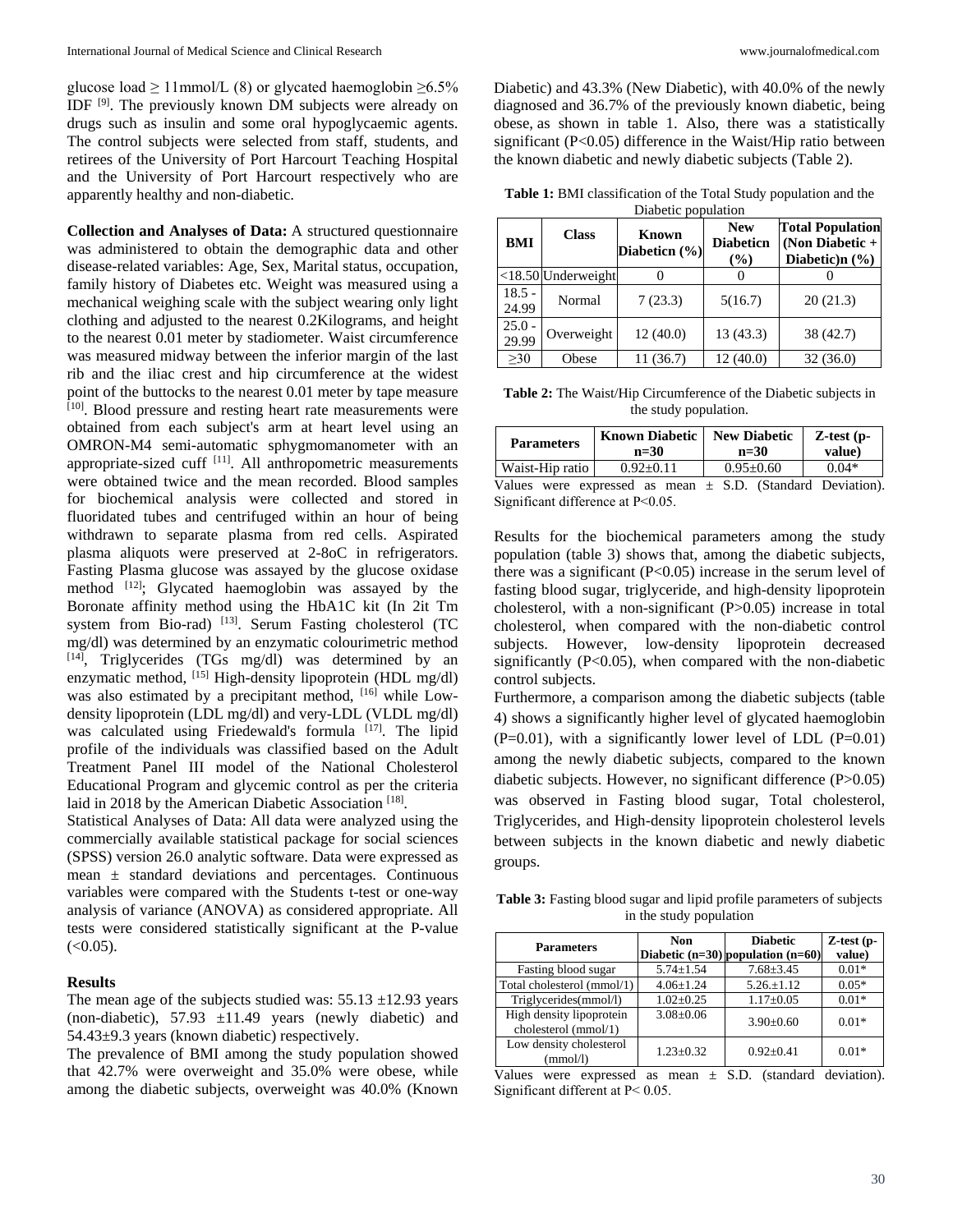glucose load ≥ 11mmol/L (8) or glycated haemoglobin ≥6.5% IDF [9]. The previously known DM subjects were already on drugs such as insulin and some oral hypoglycaemic agents. The control subjects were selected from staff, students, and retirees of the University of Port Harcourt Teaching Hospital and the University of Port Harcourt respectively who are apparently healthy and non-diabetic.

**Collection and Analyses of Data:** A structured questionnaire was administered to obtain the demographic data and other disease-related variables: Age, Sex, Marital status, occupation, family history of Diabetes etc. Weight was measured using a mechanical weighing scale with the subject wearing only light clothing and adjusted to the nearest 0.2Kilograms, and height to the nearest 0.01 meter by stadiometer. Waist circumference was measured midway between the inferior margin of the last rib and the iliac crest and hip circumference at the widest point of the buttocks to the nearest 0.01 meter by tape measure [10]. Blood pressure and resting heart rate measurements were obtained from each subject's arm at heart level using an OMRON-M4 semi-automatic sphygmomanometer with an appropriate-sized cuff [11]. All anthropometric measurements were obtained twice and the mean recorded. Blood samples for biochemical analysis were collected and stored in fluoridated tubes and centrifuged within an hour of being withdrawn to separate plasma from red cells. Aspirated plasma aliquots were preserved at 2-8oC in refrigerators. Fasting Plasma glucose was assayed by the glucose oxidase method [12]; Glycated haemoglobin was assayed by the Boronate affinity method using the HbA1C kit (In 2it Tm system from Bio-rad) [13]. Serum Fasting cholesterol (TC mg/dl) was determined by an enzymatic colourimetric method [14], Triglycerides (TGs mg/dl) was determined by an enzymatic method, [15] High-density lipoprotein (HDL mg/dl) was also estimated by a precipitant method, [16] while Low-density lipoprotein (LDL mg/dl) and very-LDL (VLDL mg/dl) was calculated using Friedewald's formula [17]. The lipid profile of the individuals was classified based on the Adult Treatment Panel III model of the National Cholesterol Educational Program and glycemic control as per the criteria laid in 2018 by the American Diabetic Association [18].

Statistical Analyses of Data: All data were analyzed using the commercially available statistical package for social sciences (SPSS) version 26.0 analytic software. Data were expressed as mean ± standard deviations and percentages. Continuous variables were compared with the Students t-test or one-way analysis of variance (ANOVA) as considered appropriate. All tests were considered statistically significant at the P-value (<0.05).

**Results**

The mean age of the subjects studied was: 55.13 ±12.93 years (non-diabetic), 57.93 ±11.49 years (newly diabetic) and 54.43±9.3 years (known diabetic) respectively.

The prevalence of BMI among the study population showed that 42.7% were overweight and 35.0% were obese, while among the diabetic subjects, overweight was 40.0% (Known Diabetic) and 43.3% (New Diabetic), with 40.0% of the newly diagnosed and 36.7% of the previously known diabetic, being obese, as shown in table 1. Also, there was a statistically significant (P<0.05) difference in the Waist/Hip ratio between the known diabetic and newly diabetic subjects (Table 2).

**Table 1:** BMI classification of the Total Study population and the Diabetic population

| BMI | Class | Known Diabeticn (%) | New Diabeticn (%) | Total Population (Non Diabetic + Diabetic)n (%) |
|---|---|---|---|---|
| <18.50 | Underweight | 0 | 0 | 0 |
| 18.5 - 24.99 | Normal | 7 (23.3) | 5(16.7) | 20 (21.3) |
| 25.0 - 29.99 | Overweight | 12 (40.0) | 13 (43.3) | 38 (42.7) |
| ≥30 | Obese | 11 (36.7) | 12 (40.0) | 32 (36.0) |

**Table 2:** The Waist/Hip Circumference of the Diabetic subjects in the study population.

| Parameters | Known Diabetic n=30 | New Diabetic n=30 | Z-test (p-value) |
|---|---|---|---|
| Waist-Hip ratio | 0.92±0.11 | 0.95±0.60 | 0.04* |

Values were expressed as mean ± S.D. (Standard Deviation). Significant difference at P<0.05.

Results for the biochemical parameters among the study population (table 3) shows that, among the diabetic subjects, there was a significant (P<0.05) increase in the serum level of fasting blood sugar, triglyceride, and high-density lipoprotein cholesterol, with a non-significant (P>0.05) increase in total cholesterol, when compared with the non-diabetic control subjects. However, low-density lipoprotein decreased significantly (P<0.05), when compared with the non-diabetic control subjects.

Furthermore, a comparison among the diabetic subjects (table 4) shows a significantly higher level of glycated haemoglobin (P=0.01), with a significantly lower level of LDL (P=0.01) among the newly diabetic subjects, compared to the known diabetic subjects. However, no significant difference (P>0.05) was observed in Fasting blood sugar, Total cholesterol, Triglycerides, and High-density lipoprotein cholesterol levels between subjects in the known diabetic and newly diabetic groups.

**Table 3:** Fasting blood sugar and lipid profile parameters of subjects in the study population

| Parameters | Non Diabetic (n=30) | Diabetic population (n=60) | Z-test (p-value) |
|---|---|---|---|
| Fasting blood sugar | 5.74±1.54 | 7.68±3.45 | 0.01* |
| Total cholesterol (mmol/1) | 4.06±1.24 | 5.26.±1.12 | 0.05* |
| Triglycerides(mmol/l) | 1.02±0.25 | 1.17±0.05 | 0.01* |
| High density lipoprotein cholesterol (mmol/1) | 3.08±0.06 | 3.90±0.60 | 0.01* |
| Low density cholesterol (mmol/l) | 1.23±0.32 | 0.92±0.41 | 0.01* |

Values were expressed as mean ± S.D. (standard deviation). Significant different at P< 0.05.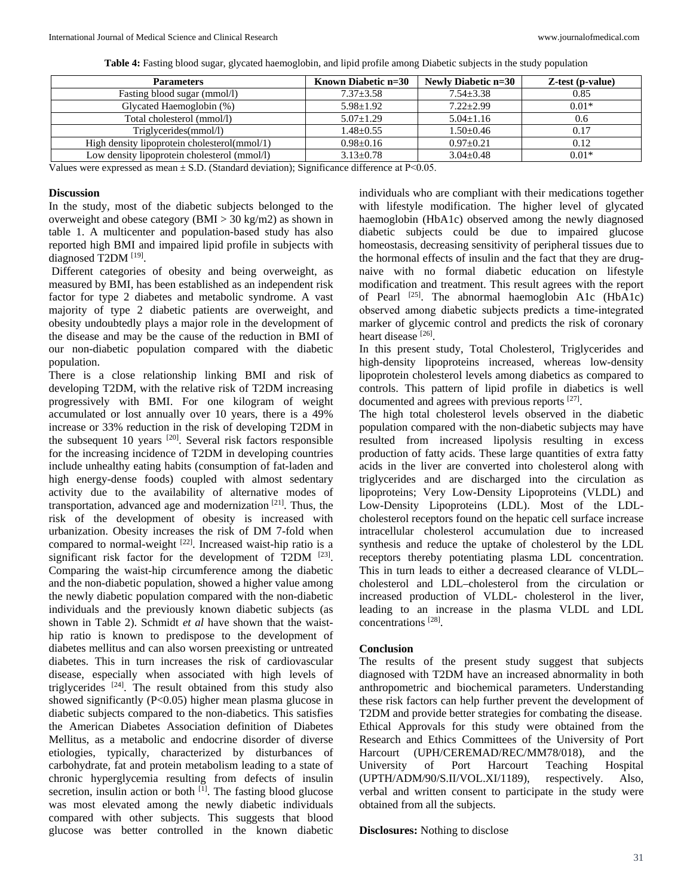**Table 4:** Fasting blood sugar, glycated haemoglobin, and lipid profile among Diabetic subjects in the study population

| Parameters | Known Diabetic n=30 | Newly Diabetic n=30 | Z-test (p-value) |
|---|---|---|---|
| Fasting blood sugar (mmol/l) | 7.37±3.58 | 7.54±3.38 | 0.85 |
| Glycated Haemoglobin (%) | 5.98±1.92 | 7.22±2.99 | 0.01* |
| Total cholesterol (mmol/l) | 5.07±1.29 | 5.04±1.16 | 0.6 |
| Triglycerides(mmol/l) | 1.48±0.55 | 1.50±0.46 | 0.17 |
| High density lipoprotein cholesterol(mmol/1) | 0.98±0.16 | 0.97±0.21 | 0.12 |
| Low density lipoprotein cholesterol (mmol/l) | 3.13±0.78 | 3.04±0.48 | 0.01* |

Values were expressed as mean ± S.D. (Standard deviation); Significance difference at P<0.05.

## Discussion

In the study, most of the diabetic subjects belonged to the overweight and obese category (BMI > 30 kg/m2) as shown in table 1. A multicenter and population-based study has also reported high BMI and impaired lipid profile in subjects with diagnosed T2DM [19].

Different categories of obesity and being overweight, as measured by BMI, has been established as an independent risk factor for type 2 diabetes and metabolic syndrome. A vast majority of type 2 diabetic patients are overweight, and obesity undoubtedly plays a major role in the development of the disease and may be the cause of the reduction in BMI of our non-diabetic population compared with the diabetic population.

There is a close relationship linking BMI and risk of developing T2DM, with the relative risk of T2DM increasing progressively with BMI. For one kilogram of weight accumulated or lost annually over 10 years, there is a 49% increase or 33% reduction in the risk of developing T2DM in the subsequent 10 years [20]. Several risk factors responsible for the increasing incidence of T2DM in developing countries include unhealthy eating habits (consumption of fat-laden and high energy-dense foods) coupled with almost sedentary activity due to the availability of alternative modes of transportation, advanced age and modernization [21]. Thus, the risk of the development of obesity is increased with urbanization. Obesity increases the risk of DM 7-fold when compared to normal-weight [22]. Increased waist-hip ratio is a significant risk factor for the development of T2DM [23]. Comparing the waist-hip circumference among the diabetic and the non-diabetic population, showed a higher value among the newly diabetic population compared with the non-diabetic individuals and the previously known diabetic subjects (as shown in Table 2). Schmidt *et al* have shown that the waist-hip ratio is known to predispose to the development of diabetes mellitus and can also worsen preexisting or untreated diabetes. This in turn increases the risk of cardiovascular disease, especially when associated with high levels of triglycerides [24]. The result obtained from this study also showed significantly (P<0.05) higher mean plasma glucose in diabetic subjects compared to the non-diabetics. This satisfies the American Diabetes Association definition of Diabetes Mellitus, as a metabolic and endocrine disorder of diverse etiologies, typically, characterized by disturbances of carbohydrate, fat and protein metabolism leading to a state of chronic hyperglycemia resulting from defects of insulin secretion, insulin action or both [1]. The fasting blood glucose was most elevated among the newly diabetic individuals compared with other subjects. This suggests that blood glucose was better controlled in the known diabetic individuals who are compliant with their medications together with lifestyle modification. The higher level of glycated haemoglobin (HbA1c) observed among the newly diagnosed diabetic subjects could be due to impaired glucose homeostasis, decreasing sensitivity of peripheral tissues due to the hormonal effects of insulin and the fact that they are drug-naive with no formal diabetic education on lifestyle modification and treatment. This result agrees with the report of Pearl [25]. The abnormal haemoglobin A1c (HbA1c) observed among diabetic subjects predicts a time-integrated marker of glycemic control and predicts the risk of coronary heart disease [26].

In this present study, Total Cholesterol, Triglycerides and high-density lipoproteins increased, whereas low-density lipoprotein cholesterol levels among diabetics as compared to controls. This pattern of lipid profile in diabetics is well documented and agrees with previous reports [27].

The high total cholesterol levels observed in the diabetic population compared with the non-diabetic subjects may have resulted from increased lipolysis resulting in excess production of fatty acids. These large quantities of extra fatty acids in the liver are converted into cholesterol along with triglycerides and are discharged into the circulation as lipoproteins; Very Low-Density Lipoproteins (VLDL) and Low-Density Lipoproteins (LDL). Most of the LDL-cholesterol receptors found on the hepatic cell surface increase intracellular cholesterol accumulation due to increased synthesis and reduce the uptake of cholesterol by the LDL receptors thereby potentiating plasma LDL concentration. This in turn leads to either a decreased clearance of VLDL–cholesterol and LDL–cholesterol from the circulation or increased production of VLDL- cholesterol in the liver, leading to an increase in the plasma VLDL and LDL concentrations [28].

## Conclusion

The results of the present study suggest that subjects diagnosed with T2DM have an increased abnormality in both anthropometric and biochemical parameters. Understanding these risk factors can help further prevent the development of T2DM and provide better strategies for combating the disease. Ethical Approvals for this study were obtained from the Research and Ethics Committees of the University of Port Harcourt (UPH/CEREMAD/REC/MM78/018), and the University of Port Harcourt Teaching Hospital (UPTH/ADM/90/S.II/VOL.XI/1189), respectively. Also, verbal and written consent to participate in the study were obtained from all the subjects.

**Disclosures:** Nothing to disclose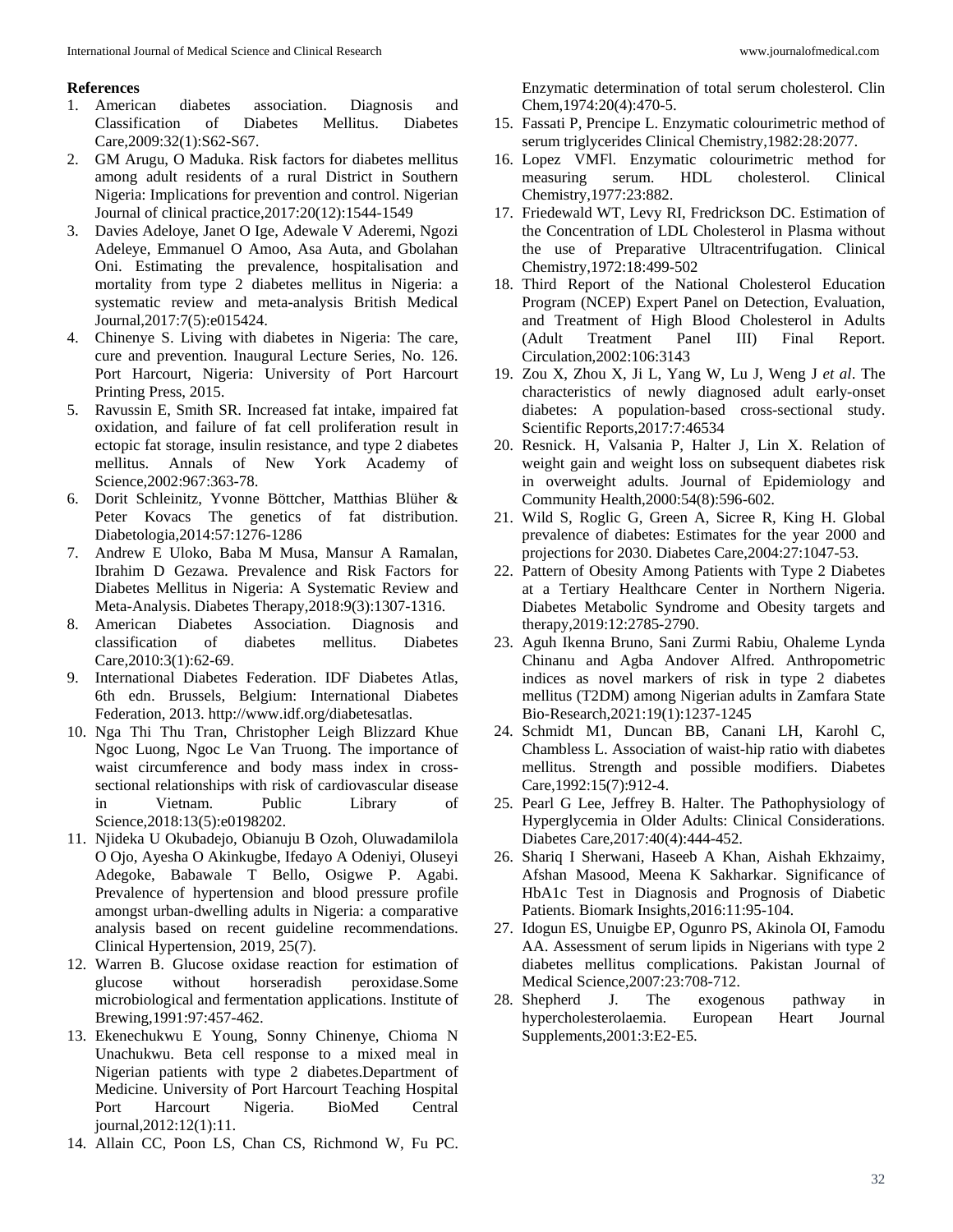**References**

1. American diabetes association. Diagnosis and Classification of Diabetes Mellitus. Diabetes Care,2009:32(1):S62-S67.
2. GM Arugu, O Maduka. Risk factors for diabetes mellitus among adult residents of a rural District in Southern Nigeria: Implications for prevention and control. Nigerian Journal of clinical practice,2017:20(12):1544-1549
3. Davies Adeloye, Janet O Ige, Adewale V Aderemi, Ngozi Adeleye, Emmanuel O Amoo, Asa Auta, and Gbolahan Oni. Estimating the prevalence, hospitalisation and mortality from type 2 diabetes mellitus in Nigeria: a systematic review and meta-analysis British Medical Journal,2017:7(5):e015424.
4. Chinenye S. Living with diabetes in Nigeria: The care, cure and prevention. Inaugural Lecture Series, No. 126. Port Harcourt, Nigeria: University of Port Harcourt Printing Press, 2015.
5. Ravussin E, Smith SR. Increased fat intake, impaired fat oxidation, and failure of fat cell proliferation result in ectopic fat storage, insulin resistance, and type 2 diabetes mellitus. Annals of New York Academy of Science,2002:967:363-78.
6. Dorit Schleinitz, Yvonne Böttcher, Matthias Blüher & Peter Kovacs The genetics of fat distribution. Diabetologia,2014:57:1276-1286
7. Andrew E Uloko, Baba M Musa, Mansur A Ramalan, Ibrahim D Gezawa. Prevalence and Risk Factors for Diabetes Mellitus in Nigeria: A Systematic Review and Meta-Analysis. Diabetes Therapy,2018:9(3):1307-1316.
8. American Diabetes Association. Diagnosis and classification of diabetes mellitus. Diabetes Care,2010:3(1):62-69.
9. International Diabetes Federation. IDF Diabetes Atlas, 6th edn. Brussels, Belgium: International Diabetes Federation, 2013. http://www.idf.org/diabetesatlas.
10. Nga Thi Thu Tran, Christopher Leigh Blizzard Khue Ngoc Luong, Ngoc Le Van Truong. The importance of waist circumference and body mass index in cross-sectional relationships with risk of cardiovascular disease in Vietnam. Public Library of Science,2018:13(5):e0198202.
11. Njideka U Okubadejo, Obianuju B Ozoh, Oluwadamilola O Ojo, Ayesha O Akinkugbe, Ifedayo A Odeniyi, Oluseyi Adegoke, Babawale T Bello, Osigwe P. Agabi. Prevalence of hypertension and blood pressure profile amongst urban-dwelling adults in Nigeria: a comparative analysis based on recent guideline recommendations. Clinical Hypertension, 2019, 25(7).
12. Warren B. Glucose oxidase reaction for estimation of glucose without horseradish peroxidase.Some microbiological and fermentation applications. Institute of Brewing,1991:97:457-462.
13. Ekenechukwu E Young, Sonny Chinenye, Chioma N Unachukwu. Beta cell response to a mixed meal in Nigerian patients with type 2 diabetes.Department of Medicine. University of Port Harcourt Teaching Hospital Port Harcourt Nigeria. BioMed Central journal,2012:12(1):11.
14. Allain CC, Poon LS, Chan CS, Richmond W, Fu PC. Enzymatic determination of total serum cholesterol. Clin Chem,1974:20(4):470-5.
15. Fassati P, Prencipe L. Enzymatic colourimetric method of serum triglycerides Clinical Chemistry,1982:28:2077.
16. Lopez VMFl. Enzymatic colourimetric method for measuring serum. HDL cholesterol. Clinical Chemistry,1977:23:882.
17. Friedewald WT, Levy RI, Fredrickson DC. Estimation of the Concentration of LDL Cholesterol in Plasma without the use of Preparative Ultracentrifugation. Clinical Chemistry,1972:18:499-502
18. Third Report of the National Cholesterol Education Program (NCEP) Expert Panel on Detection, Evaluation, and Treatment of High Blood Cholesterol in Adults (Adult Treatment Panel III) Final Report. Circulation,2002:106:3143
19. Zou X, Zhou X, Ji L, Yang W, Lu J, Weng J *et al*. The characteristics of newly diagnosed adult early-onset diabetes: A population-based cross-sectional study. Scientific Reports,2017:7:46534
20. Resnick. H, Valsania P, Halter J, Lin X. Relation of weight gain and weight loss on subsequent diabetes risk in overweight adults. Journal of Epidemiology and Community Health,2000:54(8):596-602.
21. Wild S, Roglic G, Green A, Sicree R, King H. Global prevalence of diabetes: Estimates for the year 2000 and projections for 2030. Diabetes Care,2004:27:1047-53.
22. Pattern of Obesity Among Patients with Type 2 Diabetes at a Tertiary Healthcare Center in Northern Nigeria. Diabetes Metabolic Syndrome and Obesity targets and therapy,2019:12:2785-2790.
23. Aguh Ikenna Bruno, Sani Zurmi Rabiu, Ohaleme Lynda Chinanu and Agba Andover Alfred. Anthropometric indices as novel markers of risk in type 2 diabetes mellitus (T2DM) among Nigerian adults in Zamfara State Bio-Research,2021:19(1):1237-1245
24. Schmidt M1, Duncan BB, Canani LH, Karohl C, Chambless L. Association of waist-hip ratio with diabetes mellitus. Strength and possible modifiers. Diabetes Care,1992:15(7):912-4.
25. Pearl G Lee, Jeffrey B. Halter. The Pathophysiology of Hyperglycemia in Older Adults: Clinical Considerations. Diabetes Care,2017:40(4):444-452.
26. Shariq I Sherwani, Haseeb A Khan, Aishah Ekhzaimy, Afshan Masood, Meena K Sakharkar. Significance of HbA1c Test in Diagnosis and Prognosis of Diabetic Patients. Biomark Insights,2016:11:95-104.
27. Idogun ES, Unuigbe EP, Ogunro PS, Akinola OI, Famodu AA. Assessment of serum lipids in Nigerians with type 2 diabetes mellitus complications. Pakistan Journal of Medical Science,2007:23:708-712.
28. Shepherd J. The exogenous pathway in hypercholesterolaemia. European Heart Journal Supplements,2001:3:E2-E5.